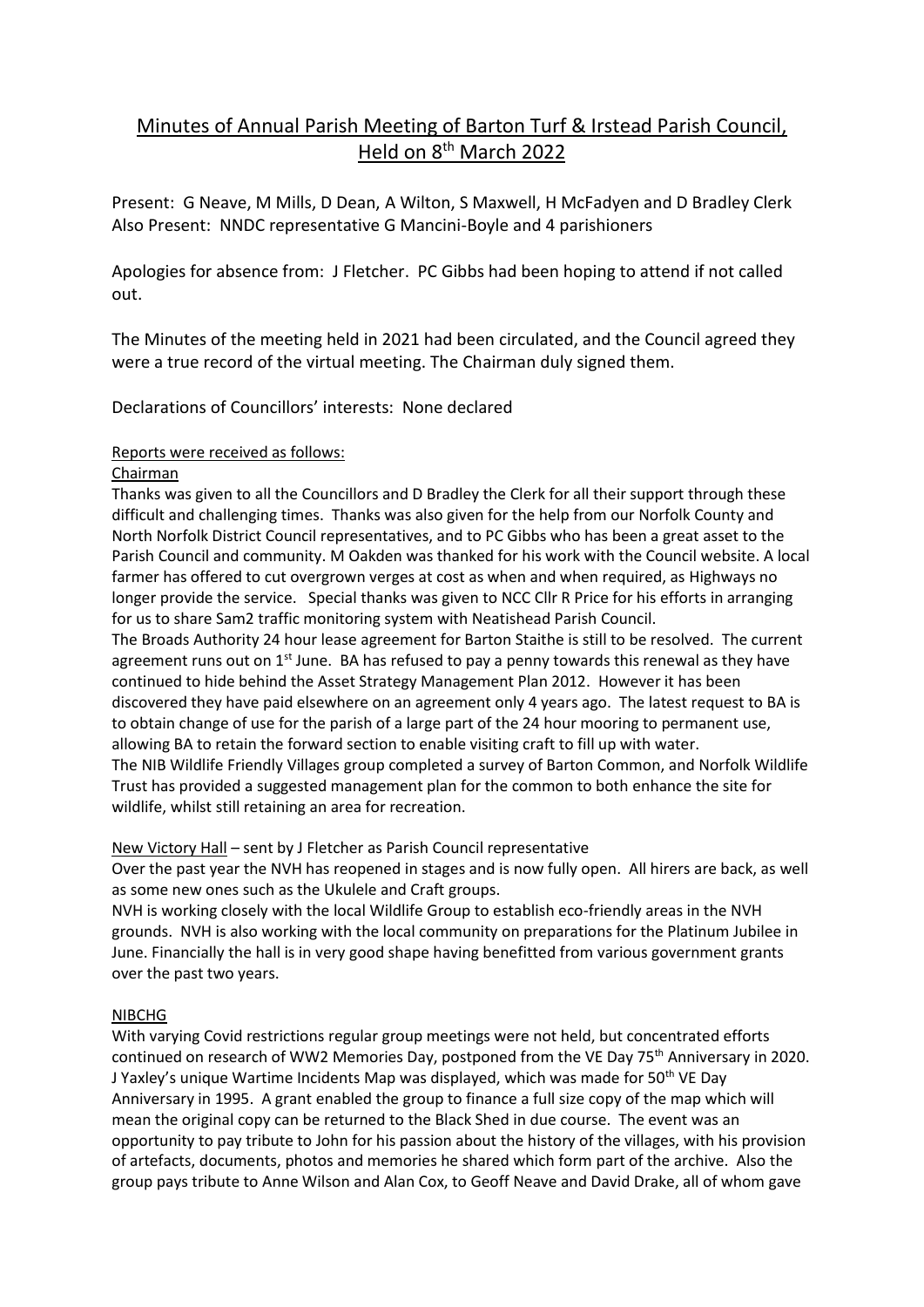# Minutes of Annual Parish Meeting of Barton Turf & Irstead Parish Council, Held on 8th March 2022

Present: G Neave, M Mills, D Dean, A Wilton, S Maxwell, H McFadyen and D Bradley Clerk
Also Present: NNDC representative G Mancini-Boyle and 4 parishioners

Apologies for absence from: J Fletcher. PC Gibbs had been hoping to attend if not called out.

The Minutes of the meeting held in 2021 had been circulated, and the Council agreed they were a true record of the virtual meeting. The Chairman duly signed them.

Declarations of Councillors' interests: None declared

Reports were received as follows:

Chairman

Thanks was given to all the Councillors and D Bradley the Clerk for all their support through these difficult and challenging times. Thanks was also given for the help from our Norfolk County and North Norfolk District Council representatives, and to PC Gibbs who has been a great asset to the Parish Council and community. M Oakden was thanked for his work with the Council website. A local farmer has offered to cut overgrown verges at cost as when and when required, as Highways no longer provide the service. Special thanks was given to NCC Cllr R Price for his efforts in arranging for us to share Sam2 traffic monitoring system with Neatishead Parish Council.

The Broads Authority 24 hour lease agreement for Barton Staithe is still to be resolved. The current agreement runs out on 1st June. BA has refused to pay a penny towards this renewal as they have continued to hide behind the Asset Strategy Management Plan 2012. However it has been discovered they have paid elsewhere on an agreement only 4 years ago. The latest request to BA is to obtain change of use for the parish of a large part of the 24 hour mooring to permanent use, allowing BA to retain the forward section to enable visiting craft to fill up with water.

The NIB Wildlife Friendly Villages group completed a survey of Barton Common, and Norfolk Wildlife Trust has provided a suggested management plan for the common to both enhance the site for wildlife, whilst still retaining an area for recreation.

New Victory Hall – sent by J Fletcher as Parish Council representative

Over the past year the NVH has reopened in stages and is now fully open. All hirers are back, as well as some new ones such as the Ukulele and Craft groups.

NVH is working closely with the local Wildlife Group to establish eco-friendly areas in the NVH grounds. NVH is also working with the local community on preparations for the Platinum Jubilee in June. Financially the hall is in very good shape having benefitted from various government grants over the past two years.

NIBCHG

With varying Covid restrictions regular group meetings were not held, but concentrated efforts continued on research of WW2 Memories Day, postponed from the VE Day 75th Anniversary in 2020. J Yaxley's unique Wartime Incidents Map was displayed, which was made for 50th VE Day Anniversary in 1995. A grant enabled the group to finance a full size copy of the map which will mean the original copy can be returned to the Black Shed in due course. The event was an opportunity to pay tribute to John for his passion about the history of the villages, with his provision of artefacts, documents, photos and memories he shared which form part of the archive. Also the group pays tribute to Anne Wilson and Alan Cox, to Geoff Neave and David Drake, all of whom gave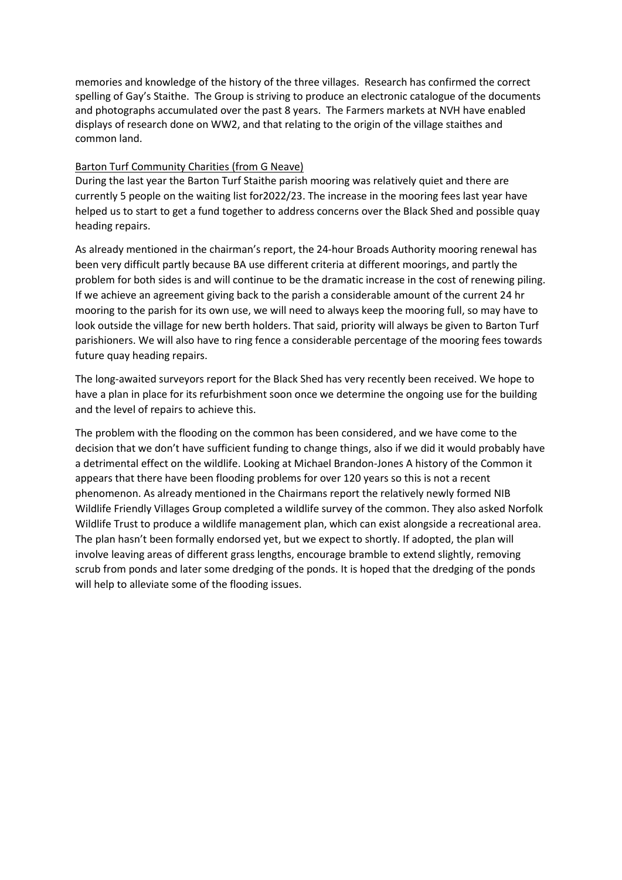memories and knowledge of the history of the three villages. Research has confirmed the correct spelling of Gay's Staithe. The Group is striving to produce an electronic catalogue of the documents and photographs accumulated over the past 8 years. The Farmers markets at NVH have enabled displays of research done on WW2, and that relating to the origin of the village staithes and common land.

Barton Turf Community Charities (from G Neave)

During the last year the Barton Turf Staithe parish mooring was relatively quiet and there are currently 5 people on the waiting list for2022/23. The increase in the mooring fees last year have helped us to start to get a fund together to address concerns over the Black Shed and possible quay heading repairs.

As already mentioned in the chairman's report, the 24-hour Broads Authority mooring renewal has been very difficult partly because BA use different criteria at different moorings, and partly the problem for both sides is and will continue to be the dramatic increase in the cost of renewing piling. If we achieve an agreement giving back to the parish a considerable amount of the current 24 hr mooring to the parish for its own use, we will need to always keep the mooring full, so may have to look outside the village for new berth holders. That said, priority will always be given to Barton Turf parishioners. We will also have to ring fence a considerable percentage of the mooring fees towards future quay heading repairs.

The long-awaited surveyors report for the Black Shed has very recently been received. We hope to have a plan in place for its refurbishment soon once we determine the ongoing use for the building and the level of repairs to achieve this.

The problem with the flooding on the common has been considered, and we have come to the decision that we don't have sufficient funding to change things, also if we did it would probably have a detrimental effect on the wildlife. Looking at Michael Brandon-Jones A history of the Common it appears that there have been flooding problems for over 120 years so this is not a recent phenomenon. As already mentioned in the Chairmans report the relatively newly formed NIB Wildlife Friendly Villages Group completed a wildlife survey of the common. They also asked Norfolk Wildlife Trust to produce a wildlife management plan, which can exist alongside a recreational area. The plan hasn't been formally endorsed yet, but we expect to shortly. If adopted, the plan will involve leaving areas of different grass lengths, encourage bramble to extend slightly, removing scrub from ponds and later some dredging of the ponds. It is hoped that the dredging of the ponds will help to alleviate some of the flooding issues.